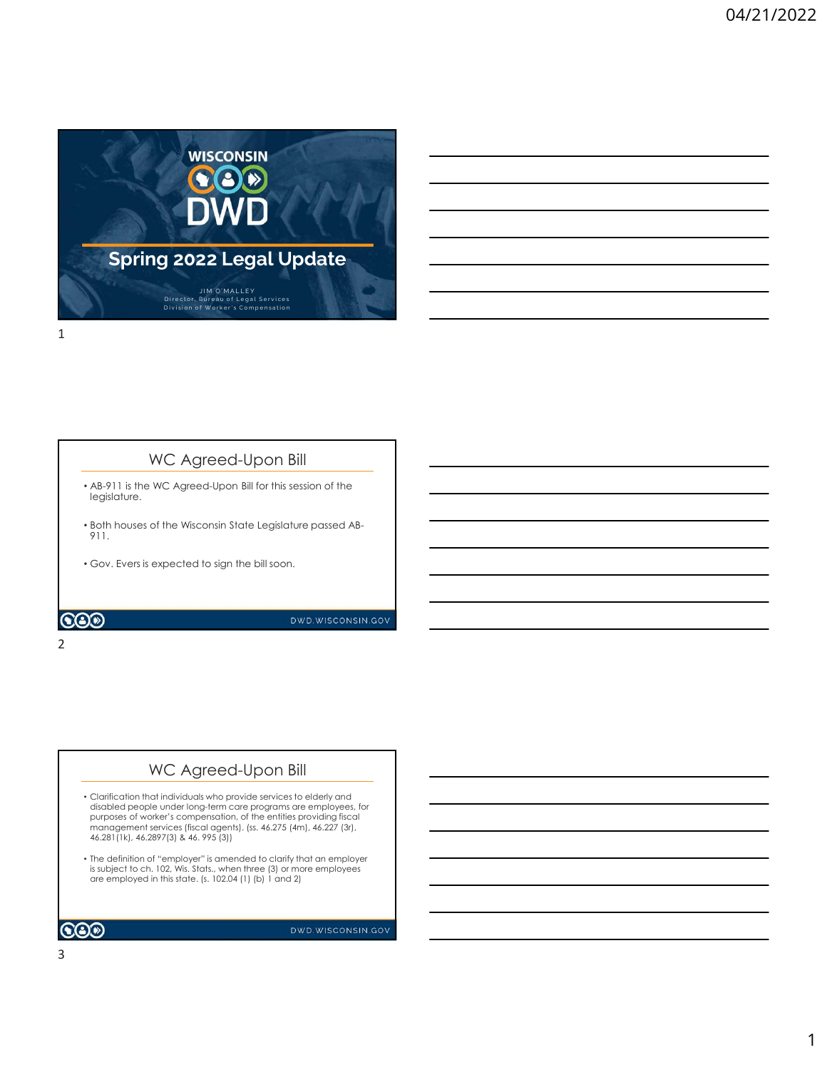# Spring 2022 Legal Update

JIM O'MALLEY
Director, Bureau of Legal Services
Division of Worker's Compensation

## WC Agreed-Upon Bill

- AB-911 is the WC Agreed-Upon Bill for this session of the legislature.
- Both houses of the Wisconsin State Legislature passed AB-911.
- Gov. Evers is expected to sign the bill soon.

## WC Agreed-Upon Bill

- Clarification that individuals who provide services to elderly and disabled people under long-term care programs are employees, for purposes of worker's compensation, of the entities providing fiscal management services (fiscal agents). (ss. 46.275 (4m), 46.227 (3r), 46.281(1k), 46.2897(3) & 46. 995 (3))
- The definition of "employer" is amended to clarify that an employer is subject to ch. 102, Wis. Stats., when three (3) or more employees are employed in this state. (s. 102.04 (1) (b) 1 and 2)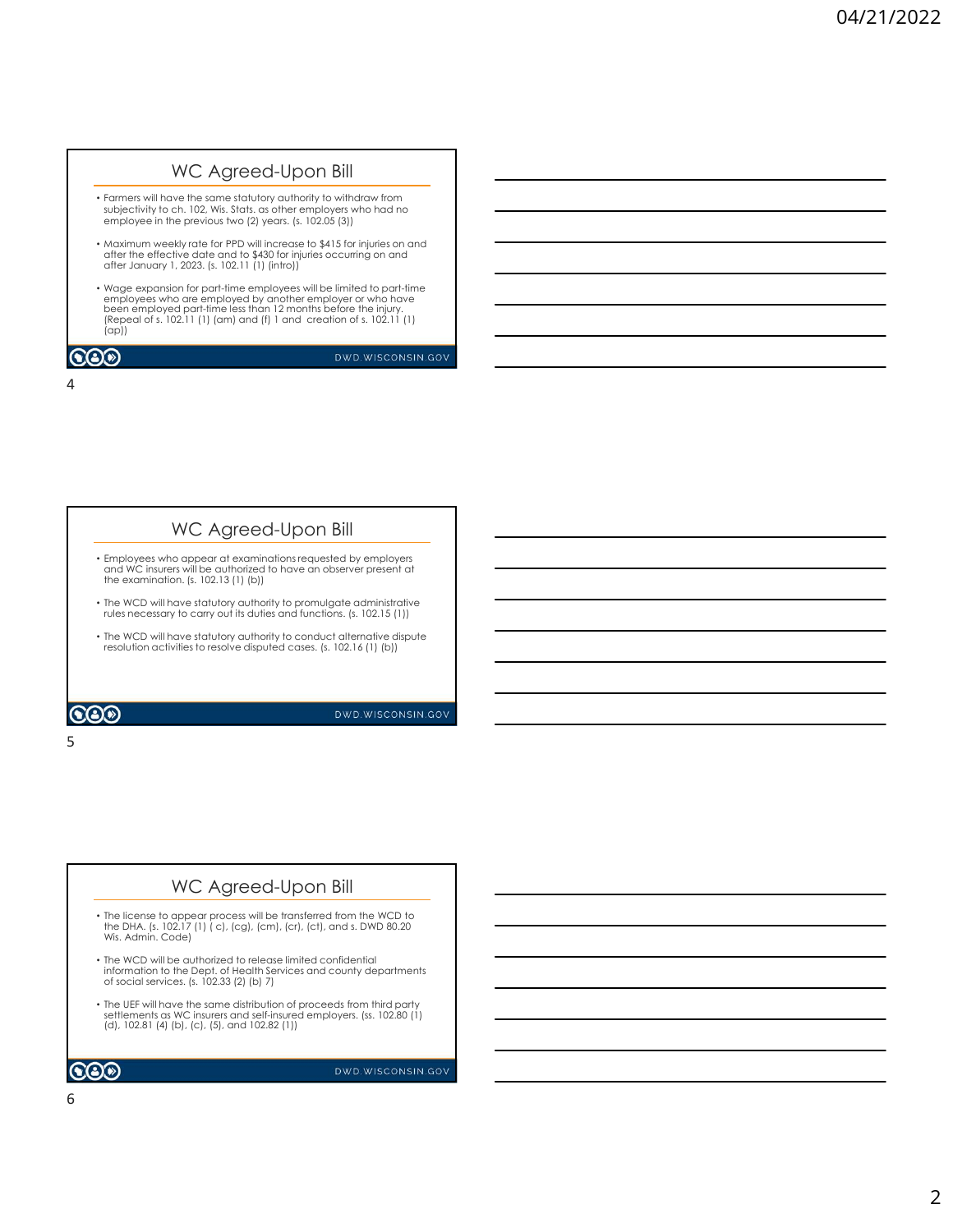## WC Agreed-Upon Bill

- Farmers will have the same statutory authority to withdraw from subjectivity to ch. 102, Wis. Stats. as other employers who had no employee in the previous two (2) years. (s. 102.05 (3))
- Maximum weekly rate for PPD will increase to $415 for injuries on and after the effective date and to $430 for injuries occurring on and after January 1, 2023. (s. 102.11 (1) (intro))
- Wage expansion for part-time employees will be limited to part-time employees who are employed by another employer or who have been employed part-time less than 12 months before the injury. (Repeal of s. 102.11 (1) (am) and (f) 1 and creation of s. 102.11 (1) (ap))

## WC Agreed-Upon Bill

- Employees who appear at examinations requested by employers and WC insurers will be authorized to have an observer present at the examination. (s. 102.13 (1) (b))
- The WCD will have statutory authority to promulgate administrative rules necessary to carry out its duties and functions. (s. 102.15 (1))
- The WCD will have statutory authority to conduct alternative dispute resolution activities to resolve disputed cases. (s. 102.16 (1) (b))

## WC Agreed-Upon Bill

- The license to appear process will be transferred from the WCD to the DHA. (s. 102.17 (1) ( c), (cg), (cm), (cr), (ct), and s. DWD 80.20 Wis. Admin. Code)
- The WCD will be authorized to release limited confidential information to the Dept. of Health Services and county departments of social services. (s. 102.33 (2) (b) 7)
- The UEF will have the same distribution of proceeds from third party settlements as WC insurers and self-insured employers. (ss. 102.80 (1) (d), 102.81 (4) (b), (c), (5), and 102.82 (1))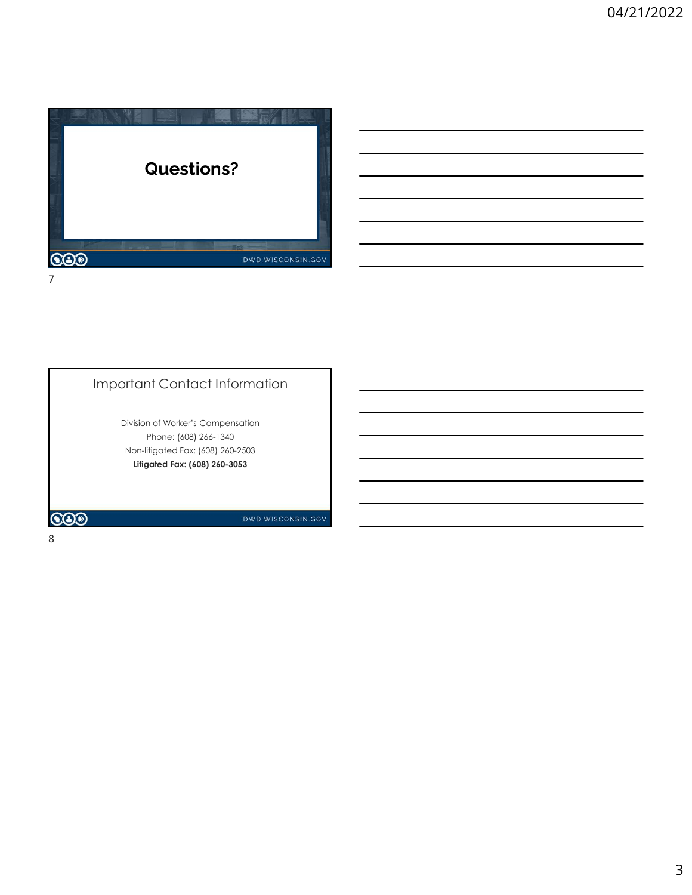# Questions?

DWD.WISCONSIN.GOV

## Important Contact Information

Division of Worker's Compensation

Phone: (608) 266-1340

Non-litigated Fax: (608) 260-2503

**Litigated Fax: (608) 260-3053**

DWD.WISCONSIN.GOV